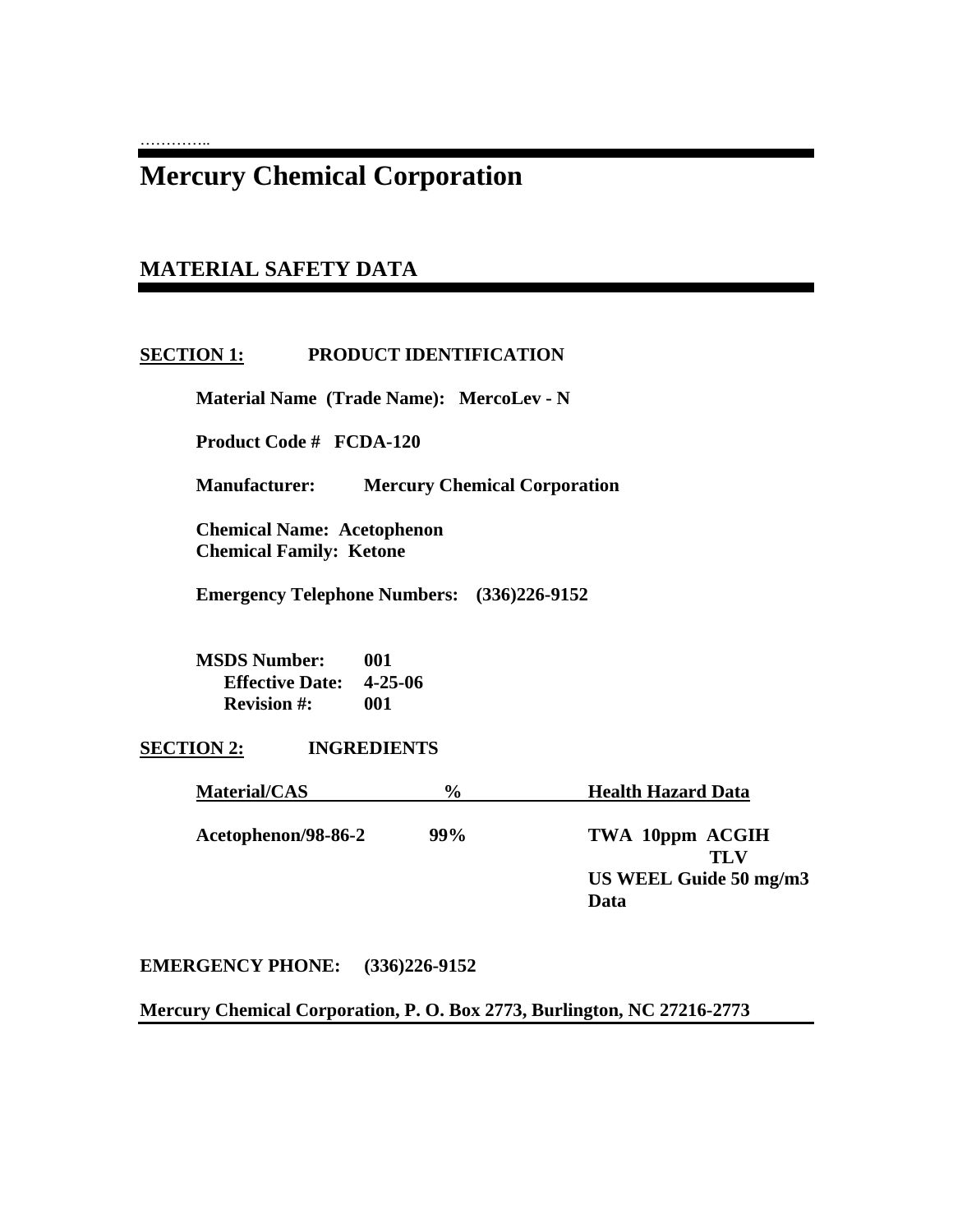…………..

# Mercury Chemical Corporation

## MATERIAL SAFETY DATA

**SECTION 1: PRODUCT IDENTIFICATION**

**Material Name (Trade Name): MercoLev - N**

**Product Code # FCDA-120**

**Manufacturer: Mercury Chemical Corporation**

**Chemical Name: Acetophenon**
**Chemical Family: Ketone**

**Emergency Telephone Numbers: (336)226-9152**

**MSDS Number: 001**
**Effective Date: 4-25-06**
**Revision #: 001**

**SECTION 2: INGREDIENTS**

| Material/CAS | % | Health Hazard Data |
|---|---|---|
| Acetophenon/98-86-2 | 99% | TWA 10ppm ACGIH TLV<br>US WEEL Guide 50 mg/m3 Data |

**EMERGENCY PHONE: (336)226-9152**

**Mercury Chemical Corporation, P. O. Box 2773, Burlington, NC 27216-2773**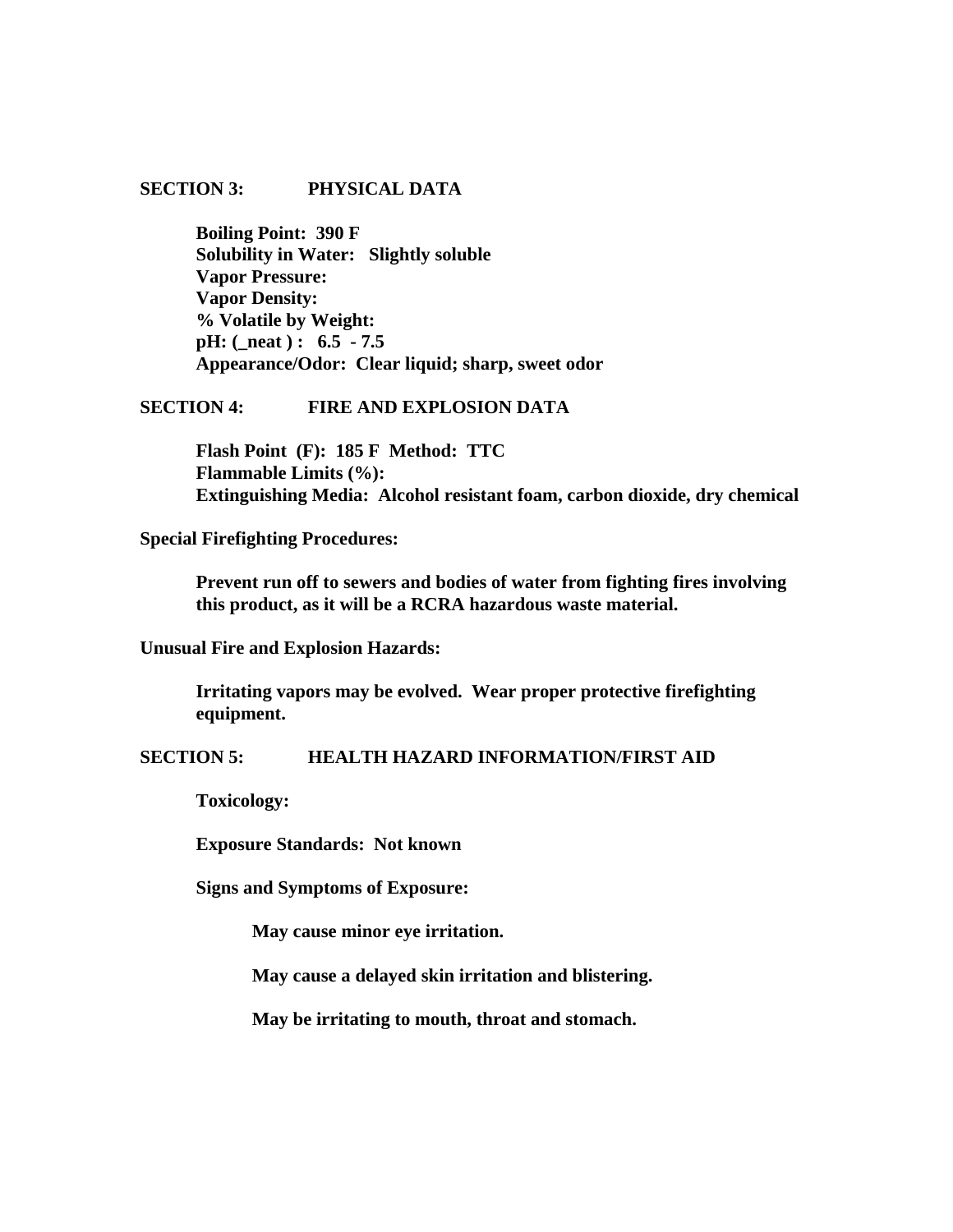## SECTION 3: PHYSICAL DATA

**Boiling Point: 390 F**
**Solubility in Water: Slightly soluble**
**Vapor Pressure:**
**Vapor Density:**
**% Volatile by Weight:**
**pH: (_neat ) : 6.5 - 7.5**
**Appearance/Odor: Clear liquid; sharp, sweet odor**

## SECTION 4: FIRE AND EXPLOSION DATA

**Flash Point (F): 185 F Method: TTC**
**Flammable Limits (%):**
**Extinguishing Media: Alcohol resistant foam, carbon dioxide, dry chemical**

**Special Firefighting Procedures:**

**Prevent run off to sewers and bodies of water from fighting fires involving this product, as it will be a RCRA hazardous waste material.**

**Unusual Fire and Explosion Hazards:**

**Irritating vapors may be evolved. Wear proper protective firefighting equipment.**

## SECTION 5: HEALTH HAZARD INFORMATION/FIRST AID

**Toxicology:**

**Exposure Standards: Not known**

**Signs and Symptoms of Exposure:**

**May cause minor eye irritation.**

**May cause a delayed skin irritation and blistering.**

**May be irritating to mouth, throat and stomach.**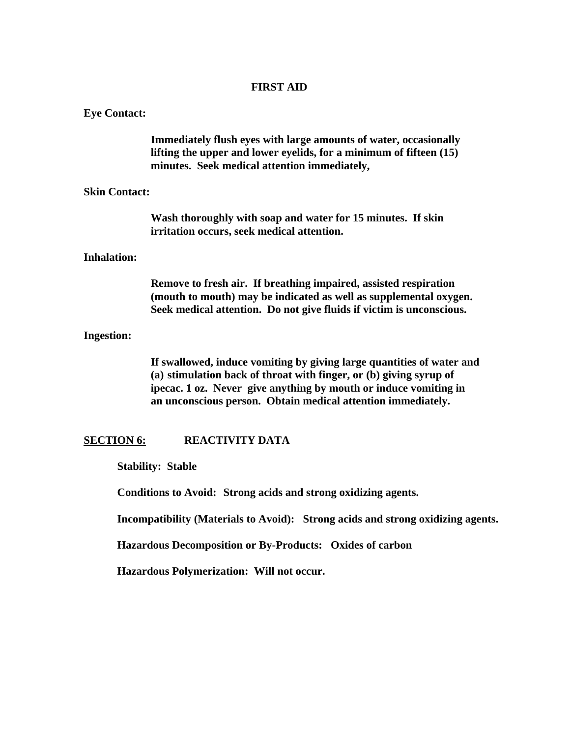## FIRST AID

**Eye Contact:**

**Immediately flush eyes with large amounts of water, occasionally lifting the upper and lower eyelids, for a minimum of fifteen (15) minutes. Seek medical attention immediately,**

**Skin Contact:**

**Wash thoroughly with soap and water for 15 minutes. If skin irritation occurs, seek medical attention.**

**Inhalation:**

**Remove to fresh air. If breathing impaired, assisted respiration (mouth to mouth) may be indicated as well as supplemental oxygen. Seek medical attention. Do not give fluids if victim is unconscious.**

**Ingestion:**

**If swallowed, induce vomiting by giving large quantities of water and (a) stimulation back of throat with finger, or (b) giving syrup of ipecac. 1 oz. Never give anything by mouth or induce vomiting in an unconscious person. Obtain medical attention immediately.**

## SECTION 6: REACTIVITY DATA

**Stability: Stable**

**Conditions to Avoid: Strong acids and strong oxidizing agents.**

**Incompatibility (Materials to Avoid): Strong acids and strong oxidizing agents.**

**Hazardous Decomposition or By-Products: Oxides of carbon**

**Hazardous Polymerization: Will not occur.**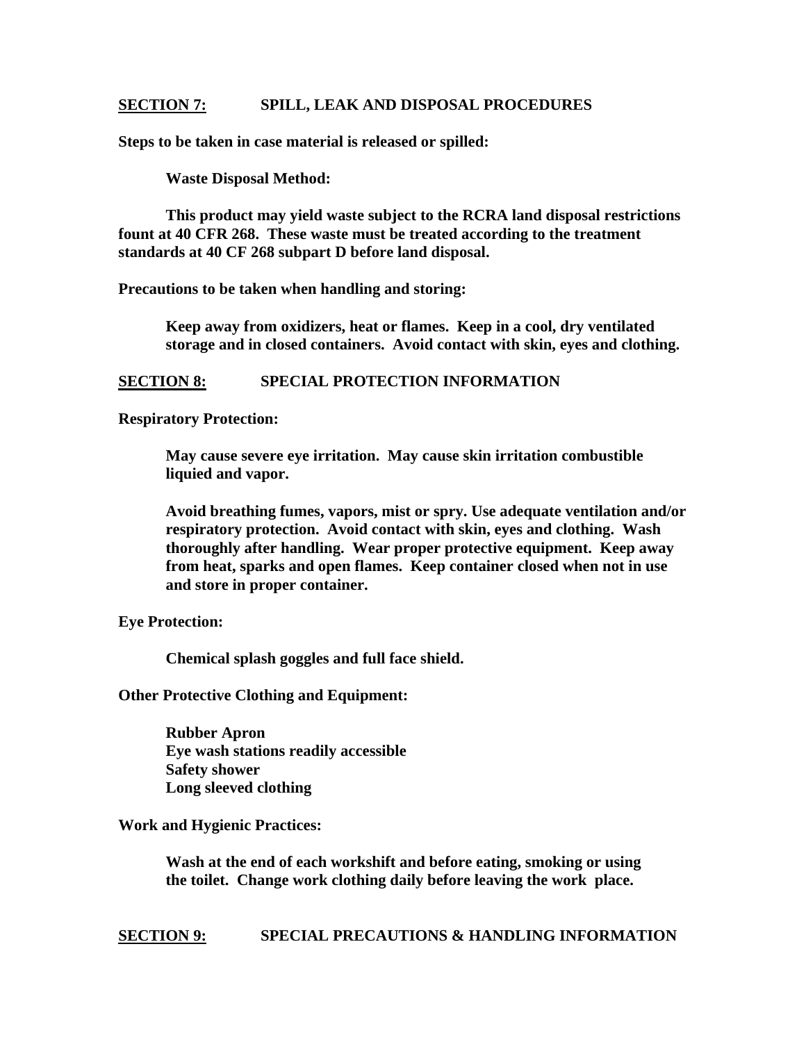## SECTION 7: SPILL, LEAK AND DISPOSAL PROCEDURES

**Steps to be taken in case material is released or spilled:**

**Waste Disposal Method:**

**This product may yield waste subject to the RCRA land disposal restrictions fount at 40 CFR 268. These waste must be treated according to the treatment standards at 40 CF 268 subpart D before land disposal.**

**Precautions to be taken when handling and storing:**

**Keep away from oxidizers, heat or flames. Keep in a cool, dry ventilated storage and in closed containers. Avoid contact with skin, eyes and clothing.**

## SECTION 8: SPECIAL PROTECTION INFORMATION

**Respiratory Protection:**

**May cause severe eye irritation. May cause skin irritation combustible liquied and vapor.**

**Avoid breathing fumes, vapors, mist or spry. Use adequate ventilation and/or respiratory protection. Avoid contact with skin, eyes and clothing. Wash thoroughly after handling. Wear proper protective equipment. Keep away from heat, sparks and open flames. Keep container closed when not in use and store in proper container.**

**Eye Protection:**

**Chemical splash goggles and full face shield.**

**Other Protective Clothing and Equipment:**

**Rubber Apron**
**Eye wash stations readily accessible**
**Safety shower**
**Long sleeved clothing**

**Work and Hygienic Practices:**

**Wash at the end of each workshift and before eating, smoking or using the toilet. Change work clothing daily before leaving the work place.**

## SECTION 9: SPECIAL PRECAUTIONS & HANDLING INFORMATION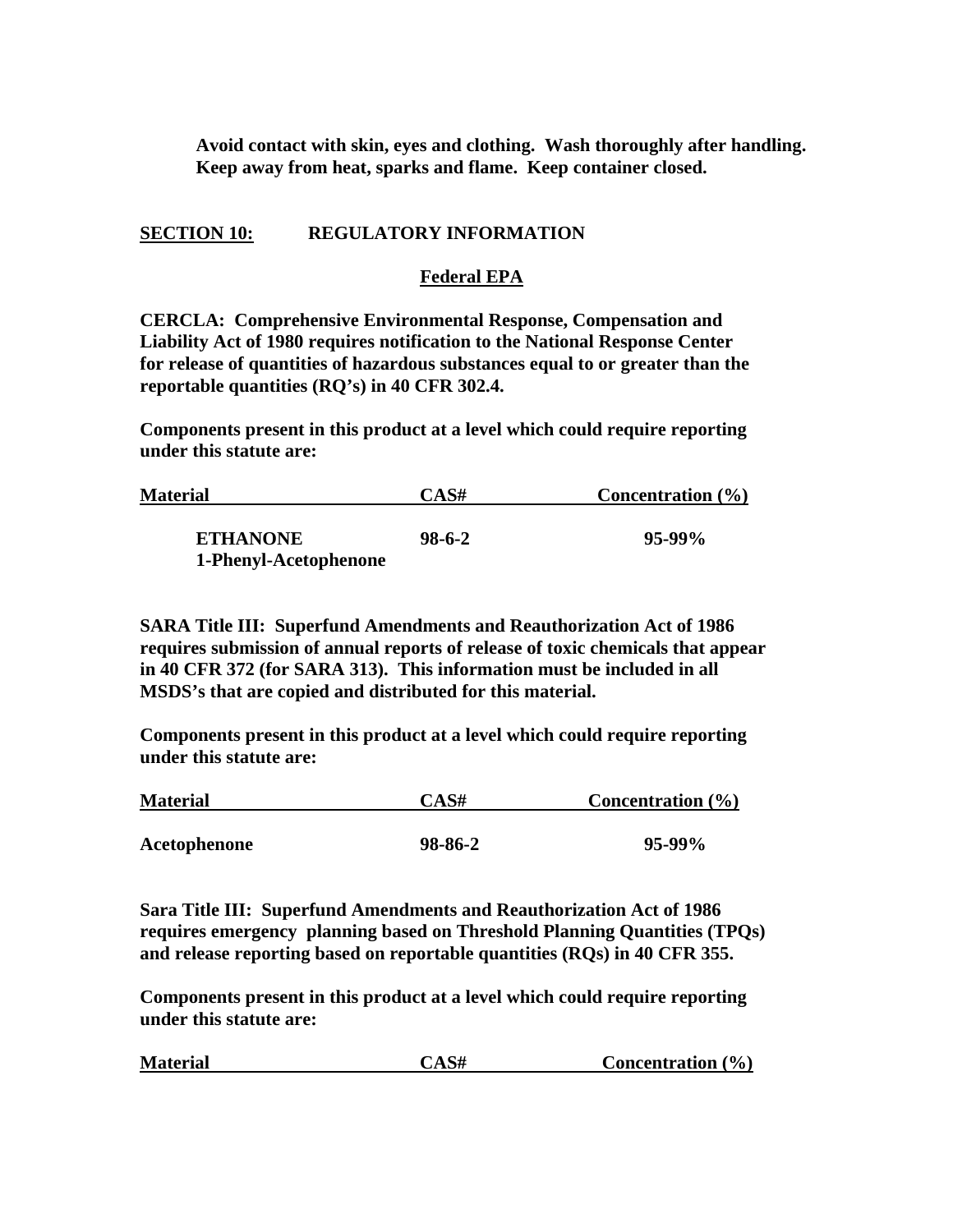**Avoid contact with skin, eyes and clothing. Wash thoroughly after handling. Keep away from heat, sparks and flame. Keep container closed.**

## SECTION 10: REGULATORY INFORMATION

### Federal EPA

**CERCLA: Comprehensive Environmental Response, Compensation and Liability Act of 1980 requires notification to the National Response Center for release of quantities of hazardous substances equal to or greater than the reportable quantities (RQ's) in 40 CFR 302.4.**

**Components present in this product at a level which could require reporting under this statute are:**

| Material | CAS# | Concentration (%) |
|---|---|---|
| ETHANONE 1-Phenyl-Acetophenone | 98-6-2 | 95-99% |

**SARA Title III: Superfund Amendments and Reauthorization Act of 1986 requires submission of annual reports of release of toxic chemicals that appear in 40 CFR 372 (for SARA 313). This information must be included in all MSDS's that are copied and distributed for this material.**

**Components present in this product at a level which could require reporting under this statute are:**

| Material | CAS# | Concentration (%) |
|---|---|---|
| Acetophenone | 98-86-2 | 95-99% |

**Sara Title III: Superfund Amendments and Reauthorization Act of 1986 requires emergency planning based on Threshold Planning Quantities (TPQs) and release reporting based on reportable quantities (RQs) in 40 CFR 355.**

**Components present in this product at a level which could require reporting under this statute are:**

| Material | CAS# | Concentration (%) |
|---|---|---|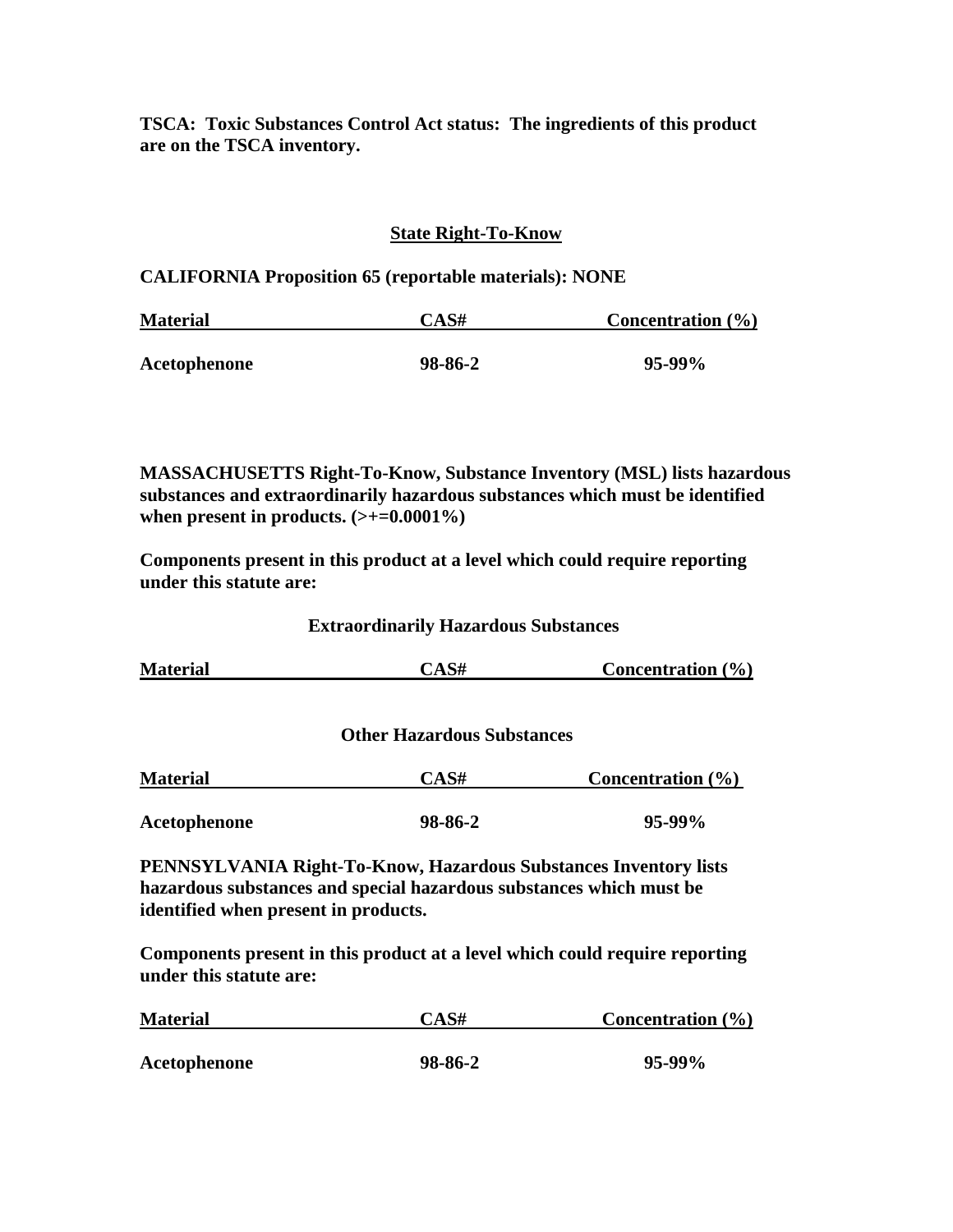**TSCA: Toxic Substances Control Act status: The ingredients of this product are on the TSCA inventory.**

## State Right-To-Know

**CALIFORNIA Proposition 65 (reportable materials): NONE**

| Material | CAS# | Concentration (%) |
|---|---|---|
| Acetophenone | 98-86-2 | 95-99% |

**MASSACHUSETTS Right-To-Know, Substance Inventory (MSL) lists hazardous substances and extraordinarily hazardous substances which must be identified when present in products. (>+=0.0001%)**

**Components present in this product at a level which could require reporting under this statute are:**

**Extraordinarily Hazardous Substances**

| Material | CAS# | Concentration (%) |
|---|---|---|

**Other Hazardous Substances**

| Material | CAS# | Concentration (%) |
|---|---|---|
| Acetophenone | 98-86-2 | 95-99% |

**PENNSYLVANIA Right-To-Know, Hazardous Substances Inventory lists hazardous substances and special hazardous substances which must be identified when present in products.**

**Components present in this product at a level which could require reporting under this statute are:**

| Material | CAS# | Concentration (%) |
|---|---|---|
| Acetophenone | 98-86-2 | 95-99% |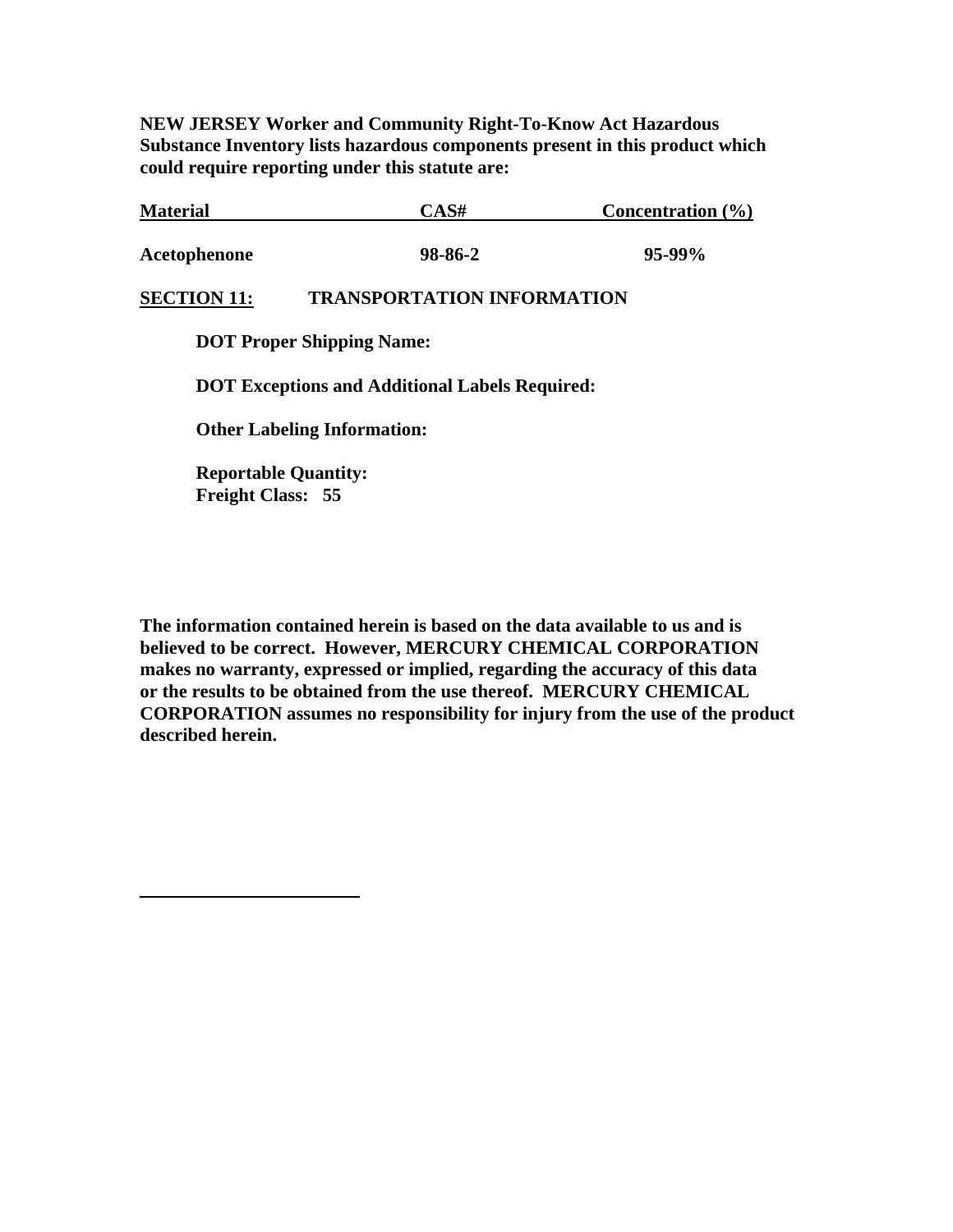**NEW JERSEY Worker and Community Right-To-Know Act Hazardous Substance Inventory lists hazardous components present in this product which could require reporting under this statute are:**

| Material | CAS# | Concentration (%) |
|---|---|---|
| **Acetophenone** | **98-86-2** | **95-99%** |

## SECTION 11: TRANSPORTATION INFORMATION

**DOT Proper Shipping Name:**

**DOT Exceptions and Additional Labels Required:**

**Other Labeling Information:**

**Reportable Quantity:**
**Freight Class: 55**

**The information contained herein is based on the data available to us and is believed to be correct. However, MERCURY CHEMICAL CORPORATION makes no warranty, expressed or implied, regarding the accuracy of this data or the results to be obtained from the use thereof. MERCURY CHEMICAL CORPORATION assumes no responsibility for injury from the use of the product described herein.**